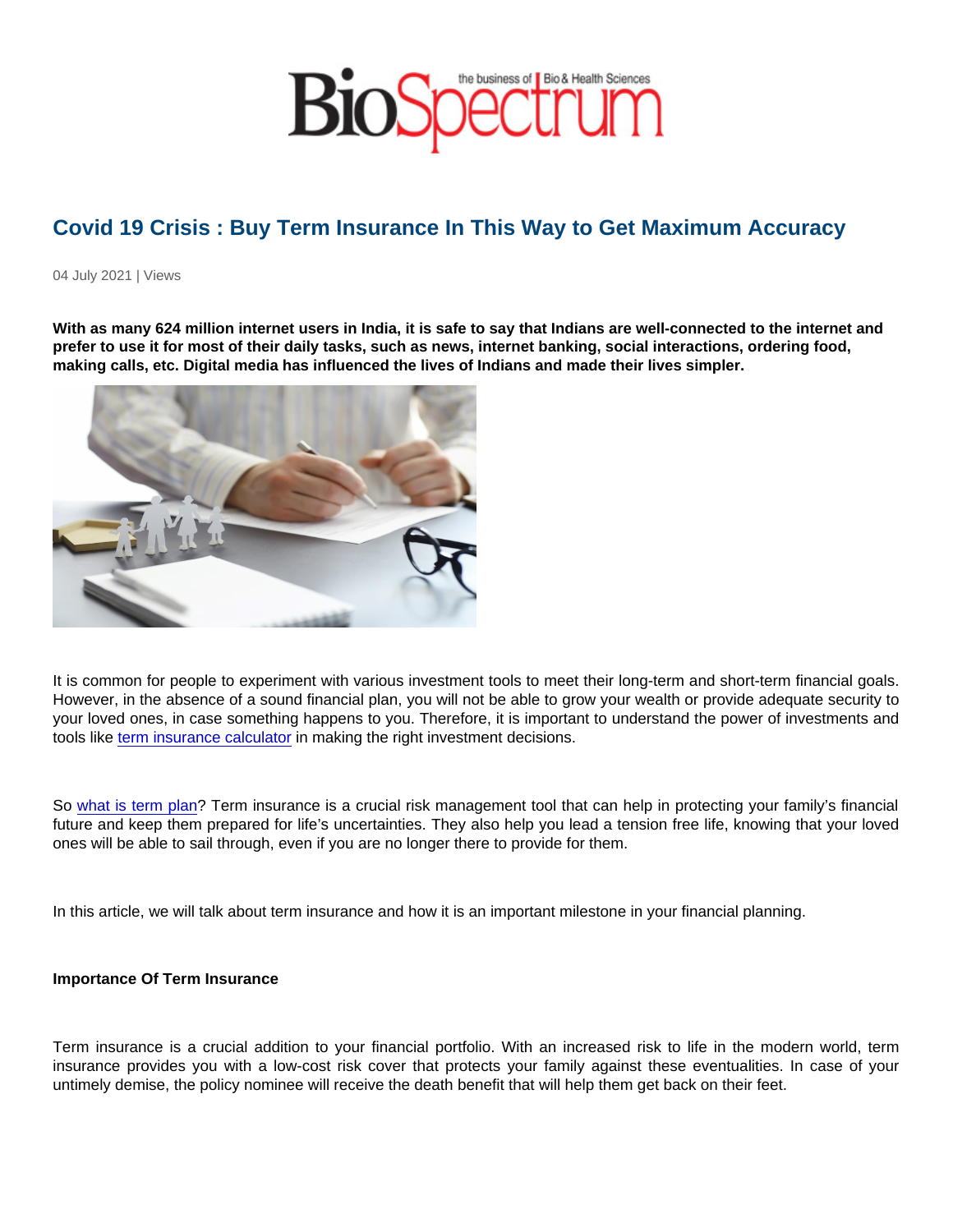# Covid 19 Crisis : Buy Term Insurance In This Way to Get Maximum Accuracy

04 July 2021 | Views

**With as many 624 million internet users in India, it is safe to say that Indians are well-connected to the internet and prefer to use it for most of their daily tasks, such as news, internet banking, social interactions, ordering food, making calls, etc. Digital media has influenced the lives of Indians and made their lives simpler.**

It is common for people to experiment with various investment tools to meet their long-term and short-term financial goals. However, in the absence of a sound financial plan, you will not be able to grow your wealth or provide adequate security to your loved ones, in case something happens to you. Therefore, it is important to understand the power of investments and tools like term insurance calculator in making the right investment decisions.

So what is term plan? Term insurance is a crucial risk management tool that can help in protecting your family's financial future and keep them prepared for life's uncertainties. They also help you lead a tension free life, knowing that your loved ones will be able to sail through, even if you are no longer there to provide for them.

In this article, we will talk about term insurance and how it is an important milestone in your financial planning.

**Importance Of Term Insurance**

Term insurance is a crucial addition to your financial portfolio. With an increased risk to life in the modern world, term insurance provides you with a low-cost risk cover that protects your family against these eventualities. In case of your untimely demise, the policy nominee will receive the death benefit that will help them get back on their feet.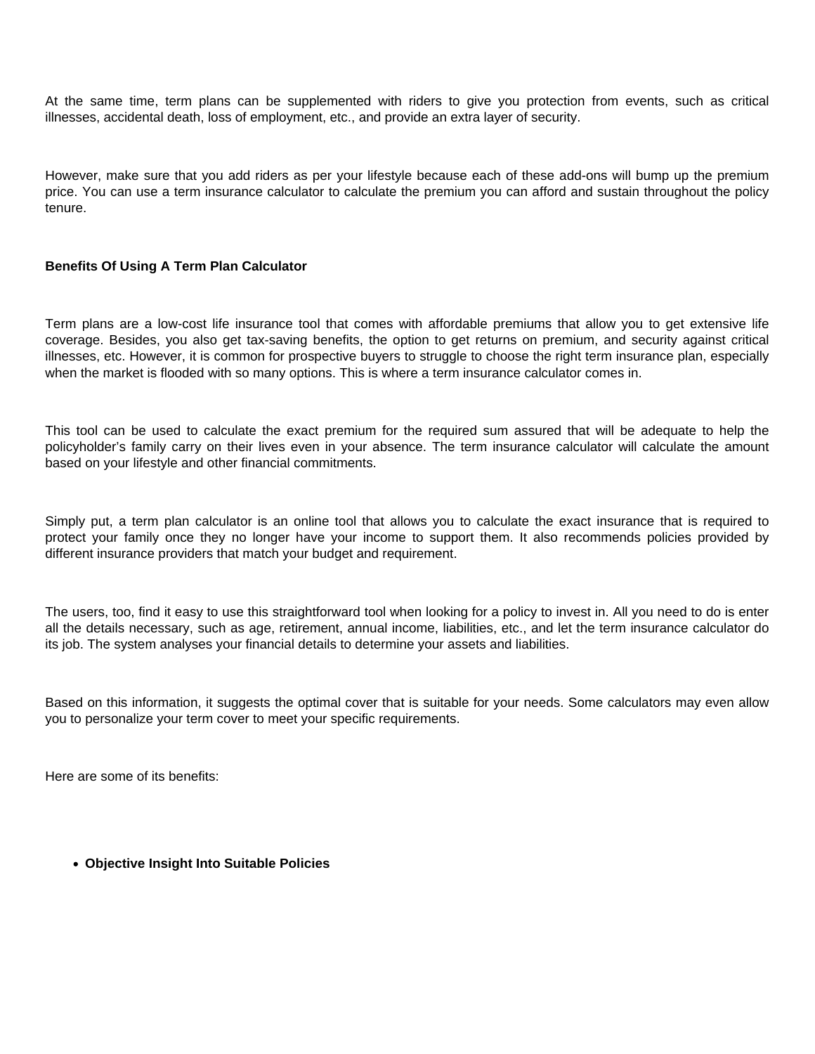At the same time, term plans can be supplemented with riders to give you protection from events, such as critical illnesses, accidental death, loss of employment, etc., and provide an extra layer of security.

However, make sure that you add riders as per your lifestyle because each of these add-ons will bump up the premium price. You can use a term insurance calculator to calculate the premium you can afford and sustain throughout the policy tenure.

**Benefits Of Using A Term Plan Calculator**

Term plans are a low-cost life insurance tool that comes with affordable premiums that allow you to get extensive life coverage. Besides, you also get tax-saving benefits, the option to get returns on premium, and security against critical illnesses, etc. However, it is common for prospective buyers to struggle to choose the right term insurance plan, especially when the market is flooded with so many options. This is where a term insurance calculator comes in.

This tool can be used to calculate the exact premium for the required sum assured that will be adequate to help the policyholder's family carry on their lives even in your absence. The term insurance calculator will calculate the amount based on your lifestyle and other financial commitments.

Simply put, a term plan calculator is an online tool that allows you to calculate the exact insurance that is required to protect your family once they no longer have your income to support them. It also recommends policies provided by different insurance providers that match your budget and requirement.

The users, too, find it easy to use this straightforward tool when looking for a policy to invest in. All you need to do is enter all the details necessary, such as age, retirement, annual income, liabilities, etc., and let the term insurance calculator do its job. The system analyses your financial details to determine your assets and liabilities.

Based on this information, it suggests the optimal cover that is suitable for your needs. Some calculators may even allow you to personalize your term cover to meet your specific requirements.

Here are some of its benefits:

- **Objective Insight Into Suitable Policies**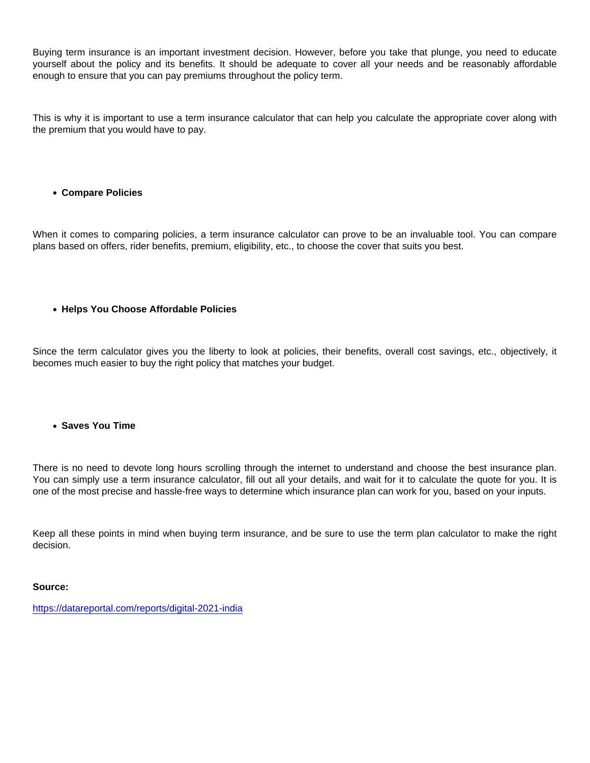Buying term insurance is an important investment decision. However, before you take that plunge, you need to educate yourself about the policy and its benefits. It should be adequate to cover all your needs and be reasonably affordable enough to ensure that you can pay premiums throughout the policy term.

This is why it is important to use a term insurance calculator that can help you calculate the appropriate cover along with the premium that you would have to pay.

- **Compare Policies**

When it comes to comparing policies, a term insurance calculator can prove to be an invaluable tool. You can compare plans based on offers, rider benefits, premium, eligibility, etc., to choose the cover that suits you best.

- **Helps You Choose Affordable Policies**

Since the term calculator gives you the liberty to look at policies, their benefits, overall cost savings, etc., objectively, it becomes much easier to buy the right policy that matches your budget.

- **Saves You Time**

There is no need to devote long hours scrolling through the internet to understand and choose the best insurance plan. You can simply use a term insurance calculator, fill out all your details, and wait for it to calculate the quote for you. It is one of the most precise and hassle-free ways to determine which insurance plan can work for you, based on your inputs.

Keep all these points in mind when buying term insurance, and be sure to use the term plan calculator to make the right decision.

**Source:**

https://datareportal.com/reports/digital-2021-india